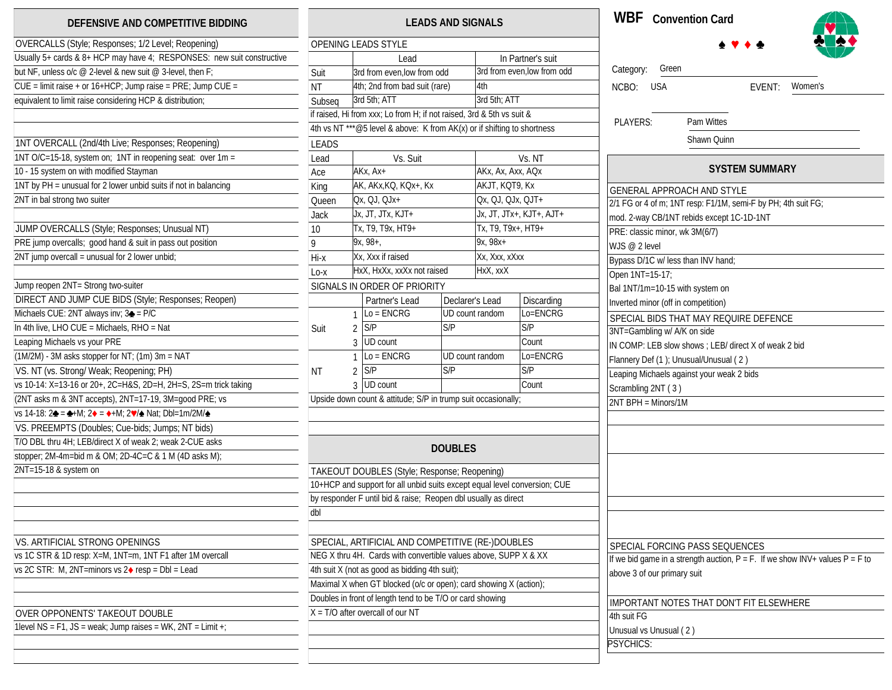# WBF Convention Card

♠ ♥ ♦ ♣

Category: Green

NCBO: USA EVENT: Women's

PLAYERS: Pam Wittes
Shawn Quinn

## SYSTEM SUMMARY

### GENERAL APPROACH AND STYLE

2/1 FG or 4 of m; 1NT resp: F1/1M, semi-F by PH; 4th suit FG;
mod. 2-way CB/1NT rebids except 1C-1D-1NT
PRE: classic minor, wk 3M(6/7)
WJS @ 2 level
Bypass D/1C w/ less than INV hand;
Open 1NT=15-17;
Bal 1NT/1m=10-15 with system on
Inverted minor (off in competition)

### SPECIAL BIDS THAT MAY REQUIRE DEFENCE

3NT=Gambling w/ A/K on side
IN COMP: LEB slow shows ; LEB/ direct X of weak 2 bid
Flannery Def (1 ); Unusual/Unusual ( 2 )
Leaping Michaels against your weak 2 bids
Scrambling 2NT ( 3 )
2NT BPH = Minors/1M

### SPECIAL FORCING PASS SEQUENCES

If we bid game in a strength auction, P = F. If we show INV+ values P = F to above 3 of our primary suit

### IMPORTANT NOTES THAT DON'T FIT ELSEWHERE

4th suit FG
Unusual vs Unusual ( 2 )
PSYCHICS:

## DEFENSIVE AND COMPETITIVE BIDDING

### OVERCALLS (Style; Responses; 1/2 Level; Reopening)

Usually 5+ cards & 8+ HCP may have 4; RESPONSES: new suit constructive
but NF, unless o/c @ 2-level & new suit @ 3-level, then F;
CUE = limit raise + or 16+HCP; Jump raise = PRE; Jump CUE =
equivalent to limit raise considering HCP & distribution;

### 1NT OVERCALL (2nd/4th Live; Responses; Reopening)

1NT O/C=15-18, system on; 1NT in reopening seat: over 1m =
10 - 15 system on with modified Stayman
1NT by PH = unusual for 2 lower unbid suits if not in balancing
2NT in bal strong two suiter

### JUMP OVERCALLS (Style; Responses; Unusual NT)

PRE jump overcalls; good hand & suit in pass out position
2NT jump overcall = unusual for 2 lower unbid;

Jump reopen 2NT= Strong two-suiter

### DIRECT AND JUMP CUE BIDS (Style; Responses; Reopen)

Michaels CUE: 2NT always inv; 3♣ = P/C
In 4th live, LHO CUE = Michaels, RHO = Nat
Leaping Michaels vs your PRE
(1M/2M) - 3M asks stopper for NT; (1m) 3m = NAT

### VS. NT (vs. Strong/ Weak; Reopening; PH)

vs 10-14: X=13-16 or 20+, 2C=H&S, 2D=H, 2H=S, 2S=m trick taking
(2NT asks m & 3NT accepts), 2NT=17-19, 3M=good PRE; vs
vs 14-18: 2♣ = ♣+M; 2♦ = ♦+M; 2♥/♠ Nat; Dbl=1m/2M/♠

### VS. PREEMPTS (Doubles; Cue-bids; Jumps; NT bids)

T/O DBL thru 4H; LEB/direct X of weak 2; weak 2-CUE asks
stopper; 2M-4m=bid m & OM; 2D-4C=C & 1 M (4D asks M);
2NT=15-18 & system on

### VS. ARTIFICIAL STRONG OPENINGS

vs 1C STR & 1D resp: X=M, 1NT=m, 1NT F1 after 1M overcall
vs 2C STR: M, 2NT=minors vs 2♦ resp = Dbl = Lead

### OVER OPPONENTS' TAKEOUT DOUBLE

1level NS = F1, JS = weak; Jump raises = WK, 2NT = Limit +;

## LEADS AND SIGNALS

### OPENING LEADS STYLE

| | Lead | In Partner's suit |
|---|---|---|
| Suit | 3rd from even,low from odd | 3rd from even,low from odd |
| NT | 4th; 2nd from bad suit (rare) | 4th |
| Subseq | 3rd 5th; ATT | 3rd 5th; ATT |

if raised, Hi from xxx; Lo from H; if not raised, 3rd & 5th vs suit &
4th vs NT ***@5 level & above: K from AK(x) or if shifting to shortness

### LEADS

| Lead | Vs. Suit | Vs. NT |
|---|---|---|
| Ace | AKx, Ax+ | AKx, Ax, Axx, AQx |
| King | AK, AKx,KQ, KQx+, Kx | AKJT, KQT9, Kx |
| Queen | Qx, QJ, QJx+ | Qx, QJ, QJx, QJT+ |
| Jack | Jx, JT, JTx, KJT+ | Jx, JT, JTx+, KJT+, AJT+ |
| 10 | Tx, T9, T9x, HT9+ | Tx, T9, T9x+, HT9+ |
| 9 | 9x, 98+, | 9x, 98x+ |
| Hi-x | Xx, Xxx if raised | Xx, Xxx, xXxx |
| Lo-x | HxX, HxXx, xxXx not raised | HxX, xxX |

### SIGNALS IN ORDER OF PRIORITY

| | | Partner's Lead | Declarer's Lead | Discarding |
|---|---|---|---|---|
| Suit | 1 | Lo = ENCRG | UD count random | Lo=ENCRG |
| | 2 | S/P | S/P | S/P |
| | 3 | UD count | | Count |
| NT | 1 | Lo = ENCRG | UD count random | Lo=ENCRG |
| | 2 | S/P | S/P | S/P |
| | 3 | UD count | | Count |

Upside down count & attitude; S/P in trump suit occasionally;

## DOUBLES

### TAKEOUT DOUBLES (Style; Response; Reopening)

10+HCP and support for all unbid suits except equal level conversion; CUE
by responder F until bid & raise; Reopen dbl usually as direct
dbl

### SPECIAL, ARTIFICIAL AND COMPETITIVE (RE-)DOUBLES

NEG X thru 4H. Cards with convertible values above, SUPP X & XX
4th suit X (not as good as bidding 4th suit);
Maximal X when GT blocked (o/c or open); card showing X (action);
Doubles in front of length tend to be T/O or card showing
X = T/O after overcall of our NT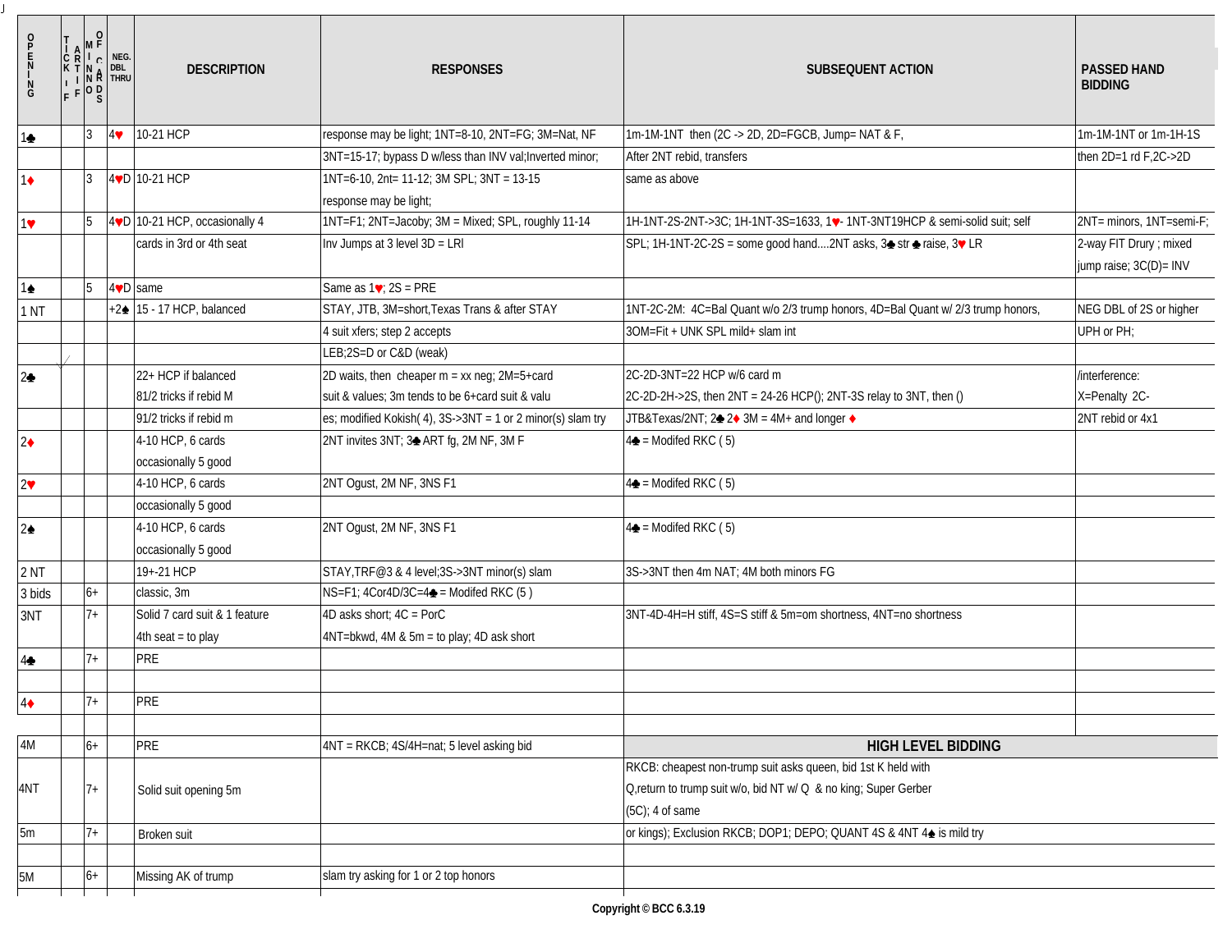| OPENING | TICK IF ARTIF | MIN NO OF CARDS | NEG. DBL THRU | DESCRIPTION | RESPONSES | SUBSEQUENT ACTION | PASSED HAND BIDDING |
|---|---|---|---|---|---|---|---|
| 1♣ | | 3 | 4♥ | 10-21 HCP | response may be light; 1NT=8-10, 2NT=FG; 3M=Nat, NF | 1m-1M-1NT then (2C -> 2D, 2D=FGCB, Jump= NAT & F, | 1m-1M-1NT or 1m-1H-1S |
| | | | | | 3NT=15-17; bypass D w/less than INV val;Inverted minor; | After 2NT rebid, transfers | then 2D=1 rd F,2C->2D |
| 1♦ | | 3 | 4♥D | 10-21 HCP | 1NT=6-10, 2nt= 11-12; 3M SPL; 3NT = 13-15 | same as above | |
| | | | | | response may be light; | | |
| 1♥ | | 5 | 4♥D | 10-21 HCP, occasionally 4 | 1NT=F1; 2NT=Jacoby; 3M = Mixed; SPL, roughly 11-14 | 1H-1NT-2S-2NT->3C; 1H-1NT-3S=1633, 1♥- 1NT-3NT19HCP & semi-solid suit; self | 2NT= minors, 1NT=semi-F; |
| | | | | cards in 3rd or 4th seat | Inv Jumps at 3 level 3D = LRI | SPL; 1H-1NT-2C-2S = some good hand....2NT asks, 3♣ str ♣ raise, 3♥ LR | 2-way FIT Drury ; mixed |
| | | | | | | | jump raise; 3C(D)= INV |
| 1♠ | | 5 | 4♥D | same | Same as 1♥; 2S = PRE | | |
| 1 NT | | | +2♠ | 15 - 17 HCP, balanced | STAY, JTB, 3M=short,Texas Trans & after STAY | 1NT-2C-2M: 4C=Bal Quant w/o 2/3 trump honors, 4D=Bal Quant w/ 2/3 trump honors, | NEG DBL of 2S or higher |
| | | | | | 4 suit xfers; step 2 accepts | 3OM=Fit + UNK SPL mild+ slam int | UPH or PH; |
| | √ | | | | LEB;2S=D or C&D (weak) | | |
| 2♣ | | | | 22+ HCP if balanced | 2D waits, then cheaper m = xx neg; 2M=5+card | 2C-2D-3NT=22 HCP w/6 card m | /interference: |
| | | | | 81/2 tricks if rebid M | suit & values; 3m tends to be 6+card suit & valu | 2C-2D-2H->2S, then 2NT = 24-26 HCP(); 2NT-3S relay to 3NT, then () | X=Penalty 2C- |
| | | | | 91/2 tricks if rebid m | es; modified Kokish( 4), 3S->3NT = 1 or 2 minor(s) slam try | JTB&Texas/2NT; 2♣ 2♦ 3M = 4M+ and longer ♦ | 2NT rebid or 4x1 |
| 2♦ | | | | 4-10 HCP, 6 cards | 2NT invites 3NT; 3♣ ART fg, 2M NF, 3M F | 4♣ = Modifed RKC ( 5) | |
| | | | | occasionally 5 good | | | |
| 2♥ | | | | 4-10 HCP, 6 cards | 2NT Ogust, 2M NF, 3NS F1 | 4♣ = Modifed RKC ( 5) | |
| | | | | occasionally 5 good | | | |
| 2♠ | | | | 4-10 HCP, 6 cards | 2NT Ogust, 2M NF, 3NS F1 | 4♣ = Modifed RKC ( 5) | |
| | | | | occasionally 5 good | | | |
| 2 NT | | | | 19+-21 HCP | STAY,TRF@3 & 4 level;3S->3NT minor(s) slam | 3S->3NT then 4m NAT; 4M both minors FG | |
| 3 bids | | 6+ | | classic, 3m | NS=F1; 4Cor4D/3C=4♣ = Modifed RKC (5 ) | | |
| 3NT | | 7+ | | Solid 7 card suit & 1 feature | 4D asks short; 4C = PorC | 3NT-4D-4H=H stiff, 4S=S stiff & 5m=om shortness, 4NT=no shortness | |
| | | | | 4th seat = to play | 4NT=bkwd, 4M & 5m = to play; 4D ask short | | |
| 4♣ | | 7+ | | PRE | | | |
| | | | | | | | |
| 4♦ | | 7+ | | PRE | | | |
| | | | | | | | |
| 4M | | 6+ | | PRE | 4NT = RKCB; 4S/4H=nat; 5 level asking bid | **HIGH LEVEL BIDDING** | |
| 4NT | | 7+ | | Solid suit opening 5m | | RKCB: cheapest non-trump suit asks queen, bid 1st K held with Q,return to trump suit w/o, bid NT w/ Q & no king; Super Gerber (5C); 4 of same | |
| 5m | | 7+ | | Broken suit | | or kings); Exclusion RKCB; DOP1; DEPO; QUANT 4S & 4NT 4♠ is mild try | |
| | | | | | | | |
| 5M | | 6+ | | Missing AK of trump | slam try asking for 1 or 2 top honors | | |

Copyright © BCC 6.3.19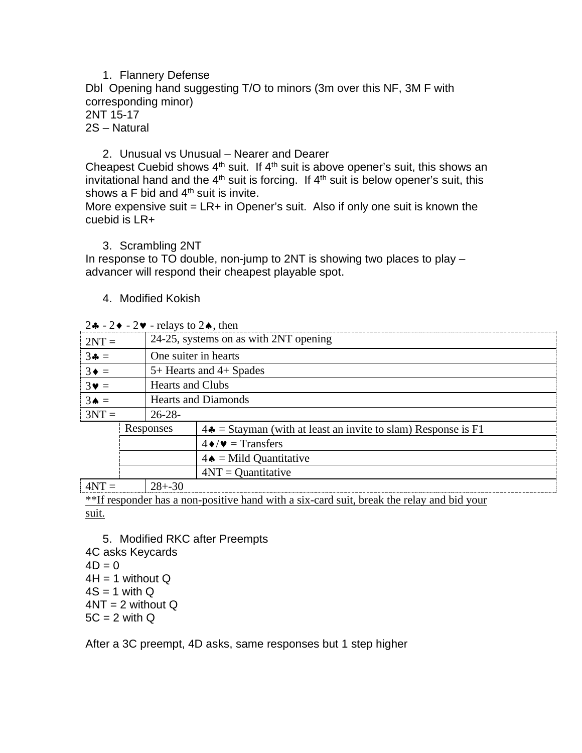1. Flannery Defense

Dbl  Opening hand suggesting T/O to minors (3m over this NF, 3M F with corresponding minor)
2NT 15-17
2S – Natural

2. Unusual vs Unusual – Nearer and Dearer

Cheapest Cuebid shows 4th suit.  If 4th suit is above opener's suit, this shows an invitational hand and the 4th suit is forcing.  If 4th suit is below opener's suit, this shows a F bid and 4th suit is invite.
More expensive suit = LR+ in Opener's suit.  Also if only one suit is known the cuebid is LR+

3. Scrambling 2NT

In response to TO double, non-jump to 2NT is showing two places to play – advancer will respond their cheapest playable spot.

4. Modified Kokish

2♣ - 2♦ - 2♥ - relays to 2♠, then

| | | |
|---|---|---|
| 2NT = | 24-25, systems on as with 2NT opening | |
| 3♣ = | One suiter in hearts | |
| 3♦ = | 5+ Hearts and 4+ Spades | |
| 3♥ = | Hearts and Clubs | |
| 3♠ = | Hearts and Diamonds | |
| 3NT = | 26-28- | |
| | Responses | 4♣ = Stayman (with at least an invite to slam) Response is F1 |
| | | 4♦/♥ = Transfers |
| | | 4♠ = Mild Quantitative |
| | | 4NT = Quantitative |
| 4NT = | 28+-30 | |

**If responder has a non-positive hand with a six-card suit, break the relay and bid your suit.**

5. Modified RKC after Preempts

4C asks Keycards
4D = 0
4H = 1 without Q
4S = 1 with Q
4NT = 2 without Q
5C = 2 with Q

After a 3C preempt, 4D asks, same responses but 1 step higher